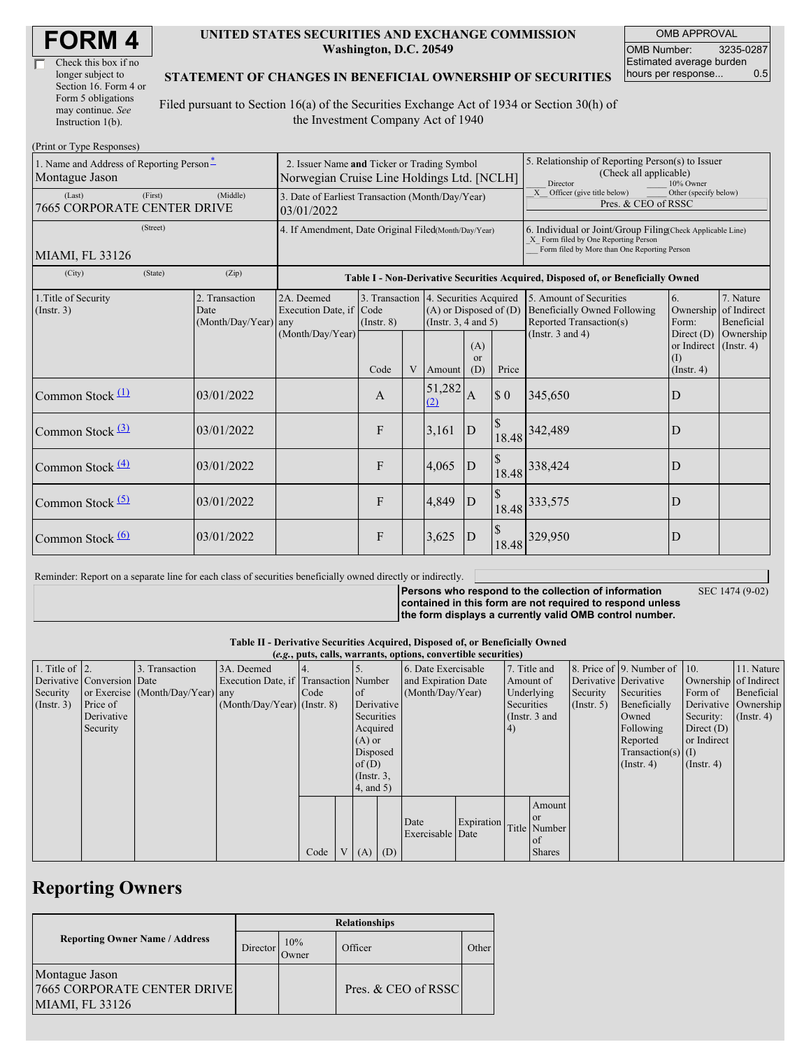# FORM 4

☐ Check this box if no longer subject to Section 16. Form 4 or Form 5 obligations may continue. *See* Instruction 1(b).

**UNITED STATES SECURITIES AND EXCHANGE COMMISSION**
**Washington, D.C. 20549**

**STATEMENT OF CHANGES IN BENEFICIAL OWNERSHIP OF SECURITIES**

Filed pursuant to Section 16(a) of the Securities Exchange Act of 1934 or Section 30(h) of the Investment Company Act of 1940

| OMB APPROVAL | |
|---|---|
| OMB Number: | 3235-0287 |
| Estimated average burden hours per response... | 0.5 |

(Print or Type Responses)

| 1. Name and Address of Reporting Person* | 2. Issuer Name and Ticker or Trading Symbol | 5. Relationship of Reporting Person(s) to Issuer (Check all applicable) |
|---|---|---|
| Montague Jason | Norwegian Cruise Line Holdings Ltd. [NCLH] | ___ Director ___ 10% Owner |
| (Last) (First) (Middle) 7665 CORPORATE CENTER DRIVE | 3. Date of Earliest Transaction (Month/Day/Year) 03/01/2022 | _X_ Officer (give title below) ___ Other (specify below) Pres. & CEO of RSSC |
| (Street) MIAMI, FL 33126 | 4. If Amendment, Date Original Filed (Month/Day/Year) | 6. Individual or Joint/Group Filing (Check Applicable Line) _X_ Form filed by One Reporting Person ___ Form filed by More than One Reporting Person |
| (City) (State) (Zip) | | |

**Table I - Non-Derivative Securities Acquired, Disposed of, or Beneficially Owned**

| 1.Title of Security (Instr. 3) | 2. Transaction Date (Month/Day/Year) | 2A. Deemed Execution Date, if any (Month/Day/Year) | 3. Transaction Code (Instr. 8) | | 4. Securities Acquired (A) or Disposed of (D) (Instr. 3, 4 and 5) | | | 5. Amount of Securities Beneficially Owned Following Reported Transaction(s) (Instr. 3 and 4) | 6. Ownership Form: Direct (D) or Indirect (I) (Instr. 4) | 7. Nature of Indirect Beneficial Ownership (Instr. 4) |
|---|---|---|---|---|---|---|---|---|---|---|
| | | | Code | V | Amount | (A) or (D) | Price | | | |
| Common Stock (1) | 03/01/2022 | | A | | 51,282 (2) | A | $ 0 | 345,650 | D | |
| Common Stock (3) | 03/01/2022 | | F | | 3,161 | D | $ 18.48 | 342,489 | D | |
| Common Stock (4) | 03/01/2022 | | F | | 4,065 | D | $ 18.48 | 338,424 | D | |
| Common Stock (5) | 03/01/2022 | | F | | 4,849 | D | $ 18.48 | 333,575 | D | |
| Common Stock (6) | 03/01/2022 | | F | | 3,625 | D | $ 18.48 | 329,950 | D | |

Reminder: Report on a separate line for each class of securities beneficially owned directly or indirectly.

**Persons who respond to the collection of information contained in this form are not required to respond unless the form displays a currently valid OMB control number.** SEC 1474 (9-02)

**Table II - Derivative Securities Acquired, Disposed of, or Beneficially Owned**
**(*e.g.*, puts, calls, warrants, options, convertible securities)**

| 1. Title of Derivative Security (Instr. 3) | 2. Conversion or Exercise Price of Derivative Security | 3. Transaction Date (Month/Day/Year) | 3A. Deemed Execution Date, if any (Month/Day/Year) | 4. Transaction Code (Instr. 8) | | 5. Number of Derivative Securities Acquired (A) or Disposed of (D) (Instr. 3, 4, and 5) | | 6. Date Exercisable and Expiration Date (Month/Day/Year) | | 7. Title and Amount of Underlying Securities (Instr. 3 and 4) | | 8. Price of Derivative Security (Instr. 5) | 9. Number of Derivative Securities Beneficially Owned Following Reported Transaction(s) (Instr. 4) | 10. Ownership Form of Derivative Security: Direct (D) or Indirect (I) (Instr. 4) | 11. Nature of Indirect Beneficial Ownership (Instr. 4) |
|---|---|---|---|---|---|---|---|---|---|---|---|---|---|---|---|
| | | | | Code | V | (A) | (D) | Date Exercisable | Expiration Date | Title | Amount or Number of Shares | | | | |

## Reporting Owners

| Reporting Owner Name / Address | Relationships | | | |
|---|---|---|---|---|
| | Director | 10% Owner | Officer | Other |
| Montague Jason 7665 CORPORATE CENTER DRIVE MIAMI, FL 33126 | | | Pres. & CEO of RSSC | |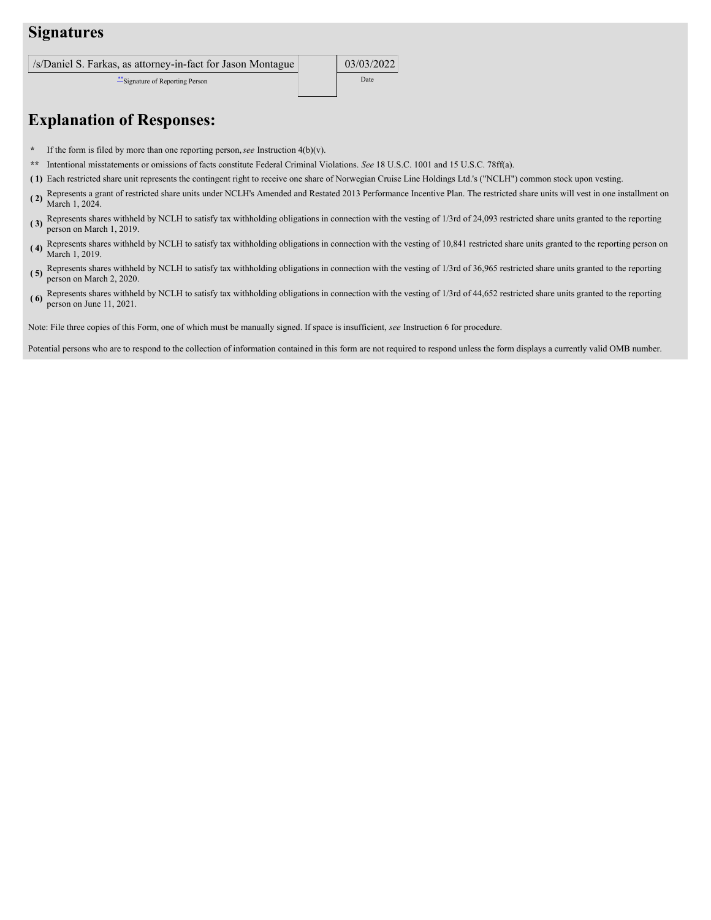## Signatures

| | | |
|---|---|---|
| /s/Daniel S. Farkas, as attorney-in-fact for Jason Montague | | 03/03/2022 |
| ** Signature of Reporting Person | | Date |

## Explanation of Responses:

\* If the form is filed by more than one reporting person, *see* Instruction 4(b)(v).

** Intentional misstatements or omissions of facts constitute Federal Criminal Violations. *See* 18 U.S.C. 1001 and 15 U.S.C. 78ff(a).

(1) Each restricted share unit represents the contingent right to receive one share of Norwegian Cruise Line Holdings Ltd.'s ("NCLH") common stock upon vesting.

(2) Represents a grant of restricted share units under NCLH's Amended and Restated 2013 Performance Incentive Plan. The restricted share units will vest in one installment on March 1, 2024.

(3) Represents shares withheld by NCLH to satisfy tax withholding obligations in connection with the vesting of 1/3rd of 24,093 restricted share units granted to the reporting person on March 1, 2019.

(4) Represents shares withheld by NCLH to satisfy tax withholding obligations in connection with the vesting of 10,841 restricted share units granted to the reporting person on March 1, 2019.

(5) Represents shares withheld by NCLH to satisfy tax withholding obligations in connection with the vesting of 1/3rd of 36,965 restricted share units granted to the reporting person on March 2, 2020.

(6) Represents shares withheld by NCLH to satisfy tax withholding obligations in connection with the vesting of 1/3rd of 44,652 restricted share units granted to the reporting person on June 11, 2021.

Note: File three copies of this Form, one of which must be manually signed. If space is insufficient, *see* Instruction 6 for procedure.

Potential persons who are to respond to the collection of information contained in this form are not required to respond unless the form displays a currently valid OMB number.